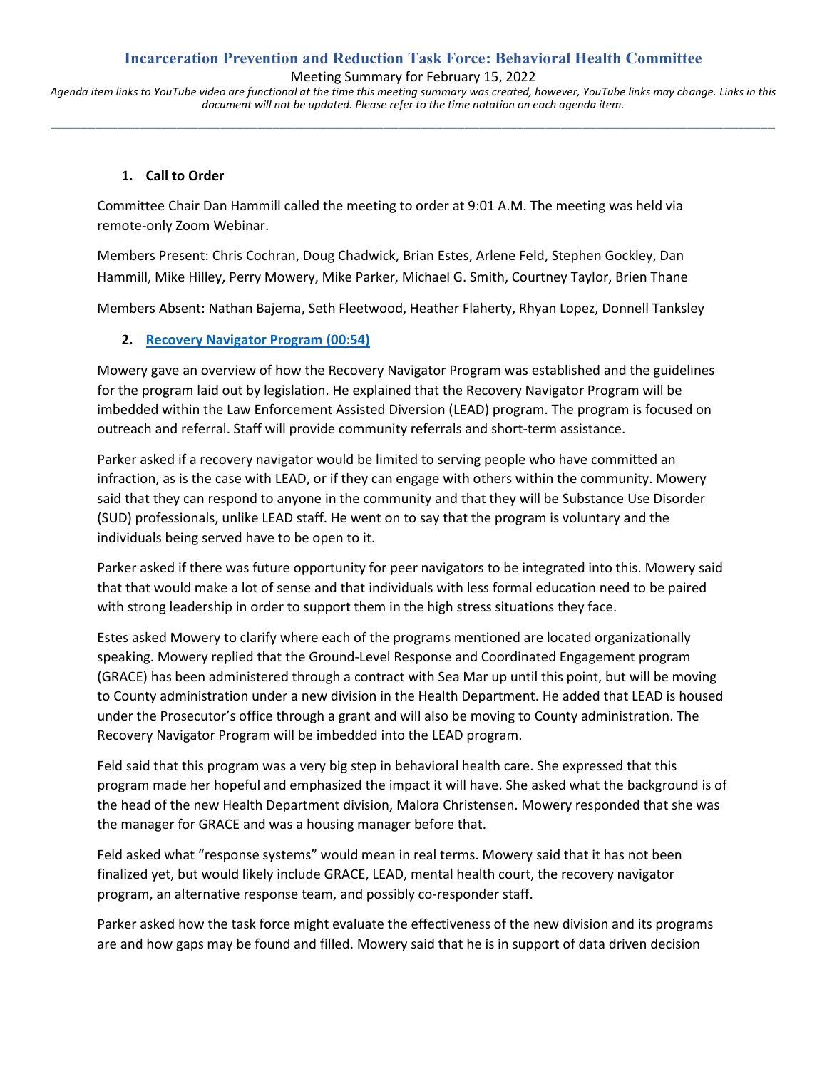# Incarceration Prevention and Reduction Task Force: Behavioral Health Committee

Meeting Summary for February 15, 2022

*Agenda item links to YouTube video are functional at the time this meeting summary was created, however, YouTube links may change. Links in this document will not be updated. Please refer to the time notation on each agenda item.*

---

**1. Call to Order**

Committee Chair Dan Hammill called the meeting to order at 9:01 A.M. The meeting was held via remote-only Zoom Webinar.

Members Present: Chris Cochran, Doug Chadwick, Brian Estes, Arlene Feld, Stephen Gockley, Dan Hammill, Mike Hilley, Perry Mowery, Mike Parker, Michael G. Smith, Courtney Taylor, Brien Thane

Members Absent: Nathan Bajema, Seth Fleetwood, Heather Flaherty, Rhyan Lopez, Donnell Tanksley

**2. Recovery Navigator Program (00:54)**

Mowery gave an overview of how the Recovery Navigator Program was established and the guidelines for the program laid out by legislation. He explained that the Recovery Navigator Program will be imbedded within the Law Enforcement Assisted Diversion (LEAD) program. The program is focused on outreach and referral. Staff will provide community referrals and short-term assistance.

Parker asked if a recovery navigator would be limited to serving people who have committed an infraction, as is the case with LEAD, or if they can engage with others within the community. Mowery said that they can respond to anyone in the community and that they will be Substance Use Disorder (SUD) professionals, unlike LEAD staff. He went on to say that the program is voluntary and the individuals being served have to be open to it.

Parker asked if there was future opportunity for peer navigators to be integrated into this. Mowery said that that would make a lot of sense and that individuals with less formal education need to be paired with strong leadership in order to support them in the high stress situations they face.

Estes asked Mowery to clarify where each of the programs mentioned are located organizationally speaking. Mowery replied that the Ground-Level Response and Coordinated Engagement program (GRACE) has been administered through a contract with Sea Mar up until this point, but will be moving to County administration under a new division in the Health Department. He added that LEAD is housed under the Prosecutor's office through a grant and will also be moving to County administration. The Recovery Navigator Program will be imbedded into the LEAD program.

Feld said that this program was a very big step in behavioral health care. She expressed that this program made her hopeful and emphasized the impact it will have. She asked what the background is of the head of the new Health Department division, Malora Christensen. Mowery responded that she was the manager for GRACE and was a housing manager before that.

Feld asked what "response systems" would mean in real terms. Mowery said that it has not been finalized yet, but would likely include GRACE, LEAD, mental health court, the recovery navigator program, an alternative response team, and possibly co-responder staff.

Parker asked how the task force might evaluate the effectiveness of the new division and its programs are and how gaps may be found and filled. Mowery said that he is in support of data driven decision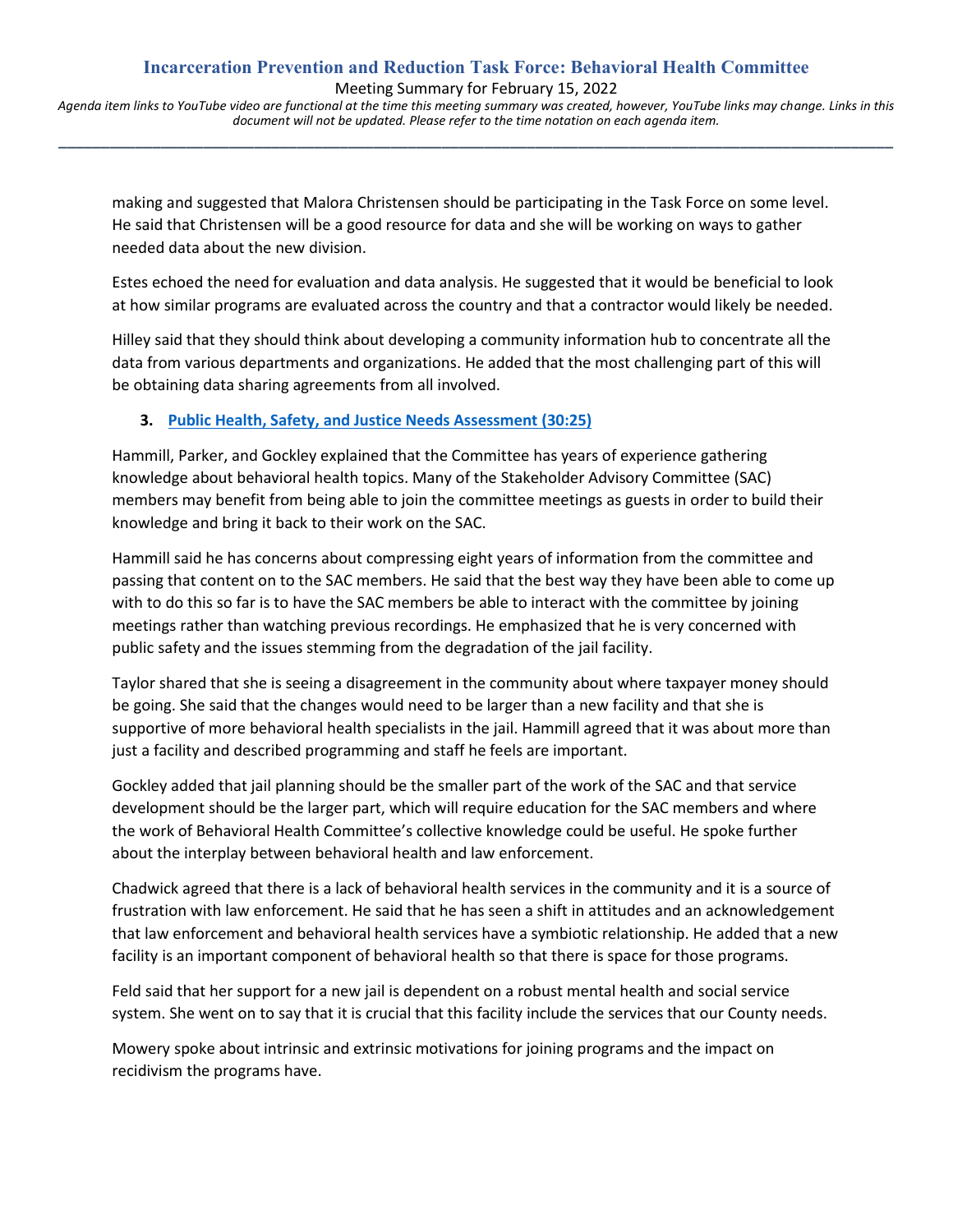making and suggested that Malora Christensen should be participating in the Task Force on some level. He said that Christensen will be a good resource for data and she will be working on ways to gather needed data about the new division.

Estes echoed the need for evaluation and data analysis. He suggested that it would be beneficial to look at how similar programs are evaluated across the country and that a contractor would likely be needed.

Hilley said that they should think about developing a community information hub to concentrate all the data from various departments and organizations. He added that the most challenging part of this will be obtaining data sharing agreements from all involved.

3. **Public Health, Safety, and Justice Needs Assessment (30:25)**

Hammill, Parker, and Gockley explained that the Committee has years of experience gathering knowledge about behavioral health topics. Many of the Stakeholder Advisory Committee (SAC) members may benefit from being able to join the committee meetings as guests in order to build their knowledge and bring it back to their work on the SAC.

Hammill said he has concerns about compressing eight years of information from the committee and passing that content on to the SAC members. He said that the best way they have been able to come up with to do this so far is to have the SAC members be able to interact with the committee by joining meetings rather than watching previous recordings. He emphasized that he is very concerned with public safety and the issues stemming from the degradation of the jail facility.

Taylor shared that she is seeing a disagreement in the community about where taxpayer money should be going. She said that the changes would need to be larger than a new facility and that she is supportive of more behavioral health specialists in the jail. Hammill agreed that it was about more than just a facility and described programming and staff he feels are important.

Gockley added that jail planning should be the smaller part of the work of the SAC and that service development should be the larger part, which will require education for the SAC members and where the work of Behavioral Health Committee's collective knowledge could be useful. He spoke further about the interplay between behavioral health and law enforcement.

Chadwick agreed that there is a lack of behavioral health services in the community and it is a source of frustration with law enforcement. He said that he has seen a shift in attitudes and an acknowledgement that law enforcement and behavioral health services have a symbiotic relationship. He added that a new facility is an important component of behavioral health so that there is space for those programs.

Feld said that her support for a new jail is dependent on a robust mental health and social service system. She went on to say that it is crucial that this facility include the services that our County needs.

Mowery spoke about intrinsic and extrinsic motivations for joining programs and the impact on recidivism the programs have.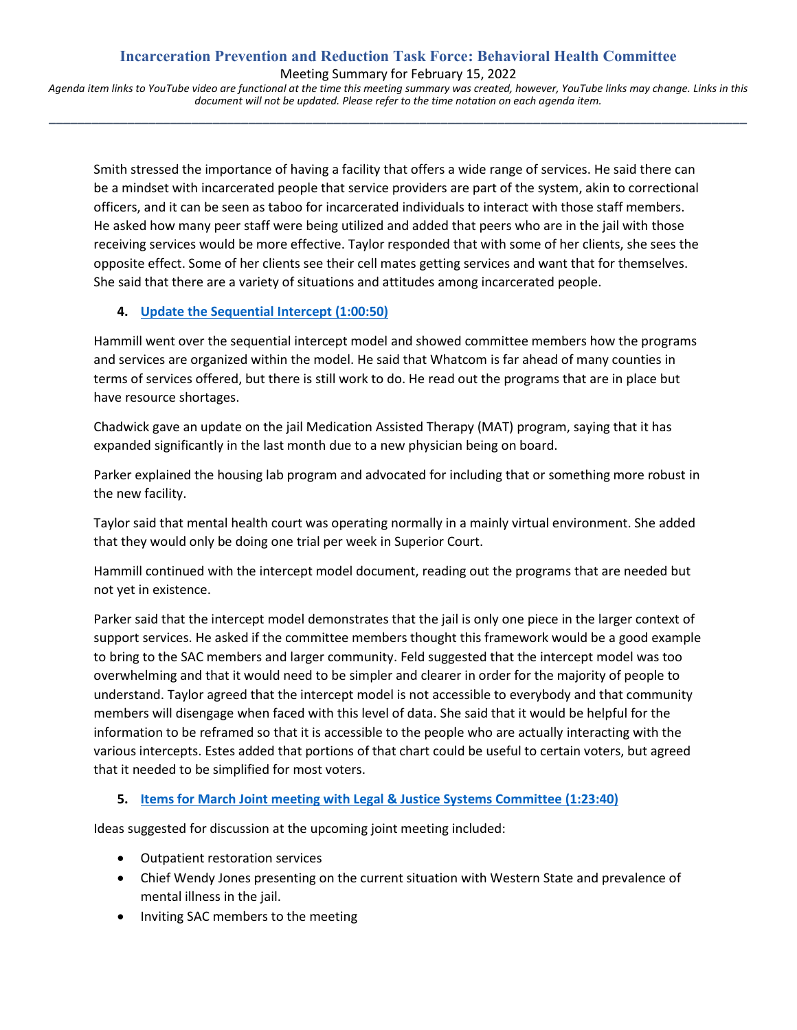Smith stressed the importance of having a facility that offers a wide range of services. He said there can be a mindset with incarcerated people that service providers are part of the system, akin to correctional officers, and it can be seen as taboo for incarcerated individuals to interact with those staff members. He asked how many peer staff were being utilized and added that peers who are in the jail with those receiving services would be more effective. Taylor responded that with some of her clients, she sees the opposite effect. Some of her clients see their cell mates getting services and want that for themselves. She said that there are a variety of situations and attitudes among incarcerated people.

4. **Update the Sequential Intercept (1:00:50)**

Hammill went over the sequential intercept model and showed committee members how the programs and services are organized within the model. He said that Whatcom is far ahead of many counties in terms of services offered, but there is still work to do. He read out the programs that are in place but have resource shortages.

Chadwick gave an update on the jail Medication Assisted Therapy (MAT) program, saying that it has expanded significantly in the last month due to a new physician being on board.

Parker explained the housing lab program and advocated for including that or something more robust in the new facility.

Taylor said that mental health court was operating normally in a mainly virtual environment. She added that they would only be doing one trial per week in Superior Court.

Hammill continued with the intercept model document, reading out the programs that are needed but not yet in existence.

Parker said that the intercept model demonstrates that the jail is only one piece in the larger context of support services. He asked if the committee members thought this framework would be a good example to bring to the SAC members and larger community. Feld suggested that the intercept model was too overwhelming and that it would need to be simpler and clearer in order for the majority of people to understand. Taylor agreed that the intercept model is not accessible to everybody and that community members will disengage when faced with this level of data. She said that it would be helpful for the information to be reframed so that it is accessible to the people who are actually interacting with the various intercepts. Estes added that portions of that chart could be useful to certain voters, but agreed that it needed to be simplified for most voters.

5. **Items for March Joint meeting with Legal & Justice Systems Committee (1:23:40)**

Ideas suggested for discussion at the upcoming joint meeting included:

- Outpatient restoration services
- Chief Wendy Jones presenting on the current situation with Western State and prevalence of mental illness in the jail.
- Inviting SAC members to the meeting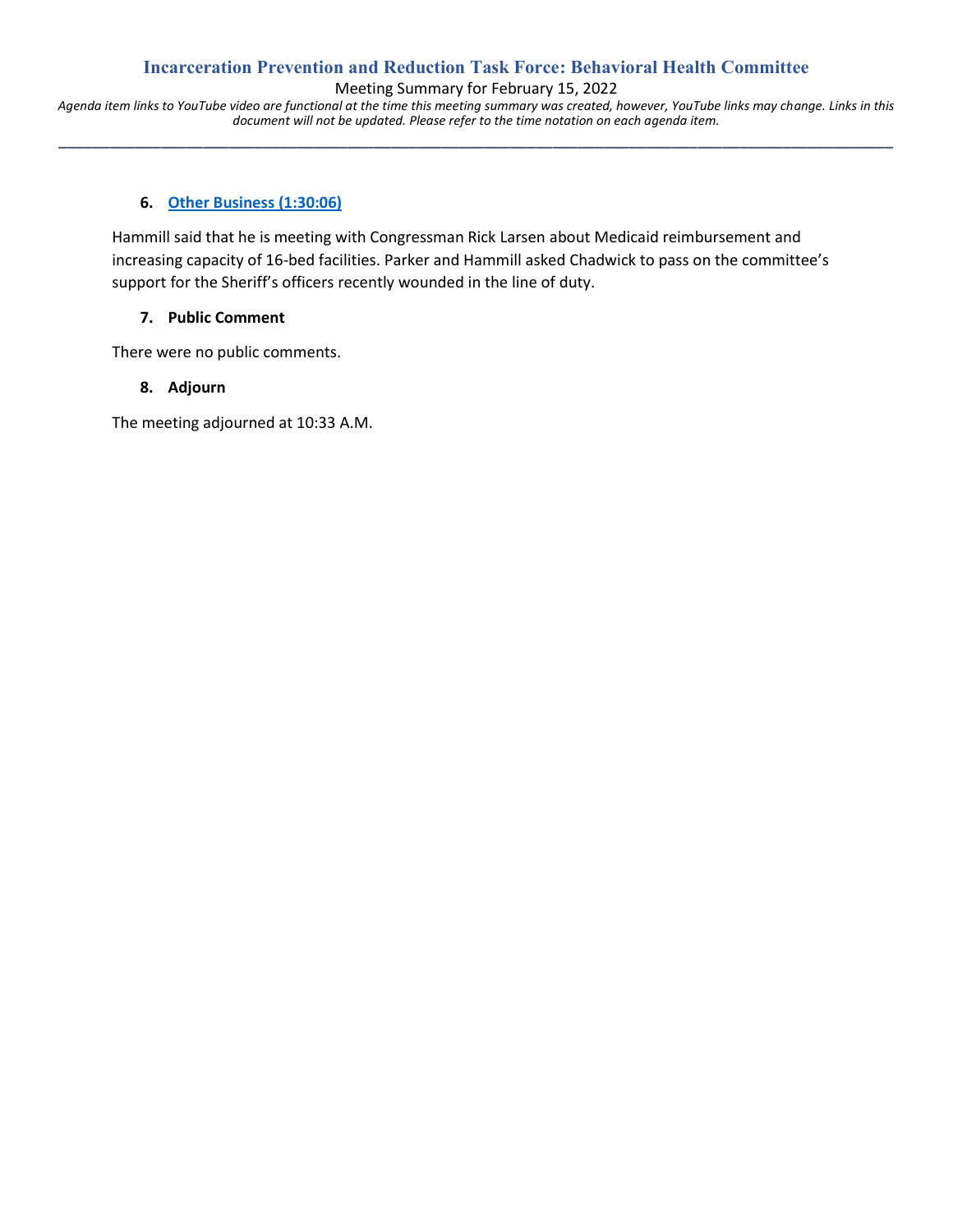6. **Other Business (1:30:06)**

Hammill said that he is meeting with Congressman Rick Larsen about Medicaid reimbursement and increasing capacity of 16-bed facilities. Parker and Hammill asked Chadwick to pass on the committee's support for the Sheriff's officers recently wounded in the line of duty.

7. **Public Comment**

There were no public comments.

8. **Adjourn**

The meeting adjourned at 10:33 A.M.